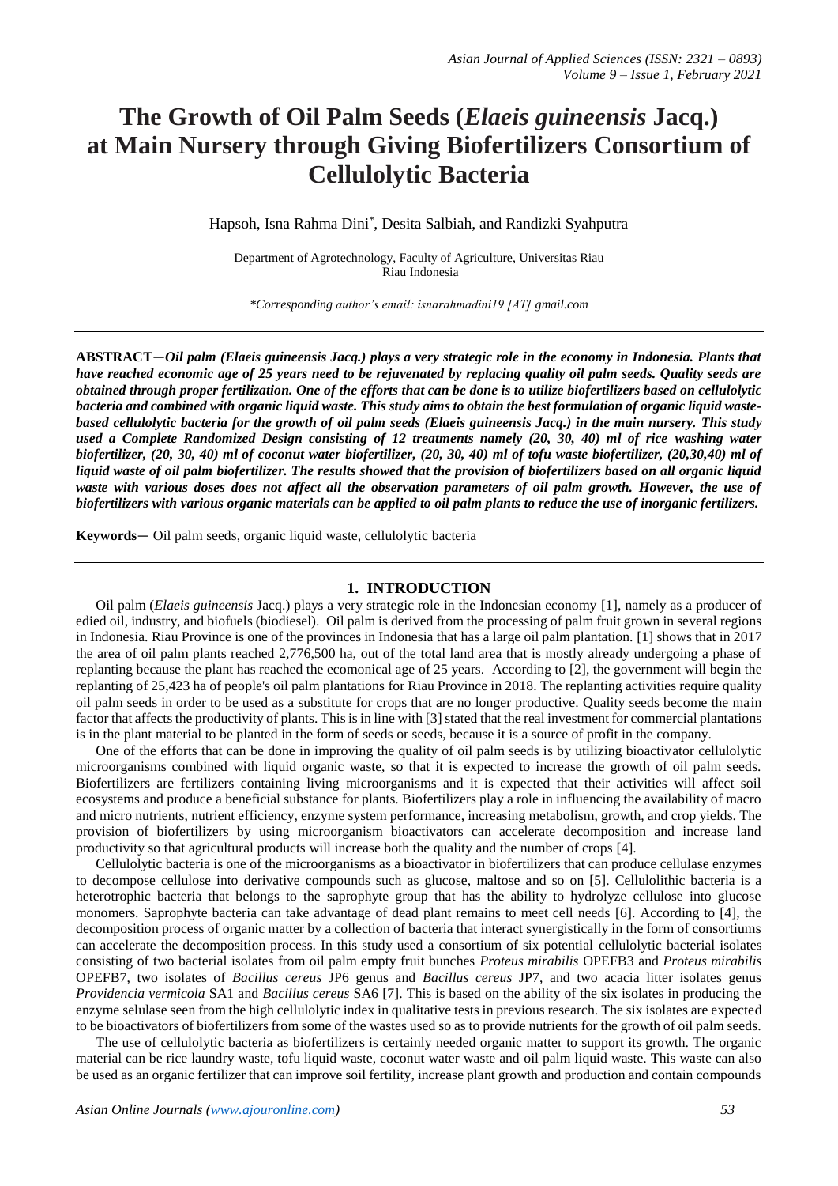# The Growth of Oil Palm Seeds (*Elaeis guineensis* Jacq.) at Main Nursery through Giving Biofertilizers Consortium of Cellulolytic Bacteria

Hapsoh, Isna Rahma Dini*, Desita Salbiah, and Randizki Syahputra

Department of Agrotechnology, Faculty of Agriculture, Universitas Riau
Riau Indonesia

*\*Corresponding author's email: isnarahmadini19 [AT] gmail.com*

---

**ABSTRACT**—***Oil palm (Elaeis guineensis Jacq.) plays a very strategic role in the economy in Indonesia. Plants that have reached economic age of 25 years need to be rejuvenated by replacing quality oil palm seeds. Quality seeds are obtained through proper fertilization. One of the efforts that can be done is to utilize biofertilizers based on cellulolytic bacteria and combined with organic liquid waste. This study aims to obtain the best formulation of organic liquid waste-based cellulolytic bacteria for the growth of oil palm seeds (Elaeis guineensis Jacq.) in the main nursery. This study used a Complete Randomized Design consisting of 12 treatments namely (20, 30, 40) ml of rice washing water biofertilizer, (20, 30, 40) ml of coconut water biofertilizer, (20, 30, 40) ml of tofu waste biofertilizer, (20,30,40) ml of liquid waste of oil palm biofertilizer. The results showed that the provision of biofertilizers based on all organic liquid waste with various doses does not affect all the observation parameters of oil palm growth. However, the use of biofertilizers with various organic materials can be applied to oil palm plants to reduce the use of inorganic fertilizers.***

**Keywords**— Oil palm seeds, organic liquid waste, cellulolytic bacteria

---

## 1. INTRODUCTION

Oil palm (*Elaeis guineensis* Jacq.) plays a very strategic role in the Indonesian economy [1], namely as a producer of edied oil, industry, and biofuels (biodiesel). Oil palm is derived from the processing of palm fruit grown in several regions in Indonesia. Riau Province is one of the provinces in Indonesia that has a large oil palm plantation. [1] shows that in 2017 the area of oil palm plants reached 2,776,500 ha, out of the total land area that is mostly already undergoing a phase of replanting because the plant has reached the ecomonical age of 25 years. According to [2], the government will begin the replanting of 25,423 ha of people's oil palm plantations for Riau Province in 2018. The replanting activities require quality oil palm seeds in order to be used as a substitute for crops that are no longer productive. Quality seeds become the main factor that affects the productivity of plants. This is in line with [3] stated that the real investment for commercial plantations is in the plant material to be planted in the form of seeds or seeds, because it is a source of profit in the company.

One of the efforts that can be done in improving the quality of oil palm seeds is by utilizing bioactivator cellulolytic microorganisms combined with liquid organic waste, so that it is expected to increase the growth of oil palm seeds. Biofertilizers are fertilizers containing living microorganisms and it is expected that their activities will affect soil ecosystems and produce a beneficial substance for plants. Biofertilizers play a role in influencing the availability of macro and micro nutrients, nutrient efficiency, enzyme system performance, increasing metabolism, growth, and crop yields. The provision of biofertilizers by using microorganism bioactivators can accelerate decomposition and increase land productivity so that agricultural products will increase both the quality and the number of crops [4].

Cellulolytic bacteria is one of the microorganisms as a bioactivator in biofertilizers that can produce cellulase enzymes to decompose cellulose into derivative compounds such as glucose, maltose and so on [5]. Cellulolithic bacteria is a heterotrophic bacteria that belongs to the saprophyte group that has the ability to hydrolyze cellulose into glucose monomers. Saprophyte bacteria can take advantage of dead plant remains to meet cell needs [6]. According to [4], the decomposition process of organic matter by a collection of bacteria that interact synergistically in the form of consortiums can accelerate the decomposition process. In this study used a consortium of six potential cellulolytic bacterial isolates consisting of two bacterial isolates from oil palm empty fruit bunches *Proteus mirabilis* OPEFB3 and *Proteus mirabilis* OPEFB7, two isolates of *Bacillus cereus* JP6 genus and *Bacillus cereus* JP7, and two acacia litter isolates genus *Providencia vermicola* SA1 and *Bacillus cereus* SA6 [7]. This is based on the ability of the six isolates in producing the enzyme selulase seen from the high cellulolytic index in qualitative tests in previous research. The six isolates are expected to be bioactivators of biofertilizers from some of the wastes used so as to provide nutrients for the growth of oil palm seeds.

The use of cellulolytic bacteria as biofertilizers is certainly needed organic matter to support its growth. The organic material can be rice laundry waste, tofu liquid waste, coconut water waste and oil palm liquid waste. This waste can also be used as an organic fertilizer that can improve soil fertility, increase plant growth and production and contain compounds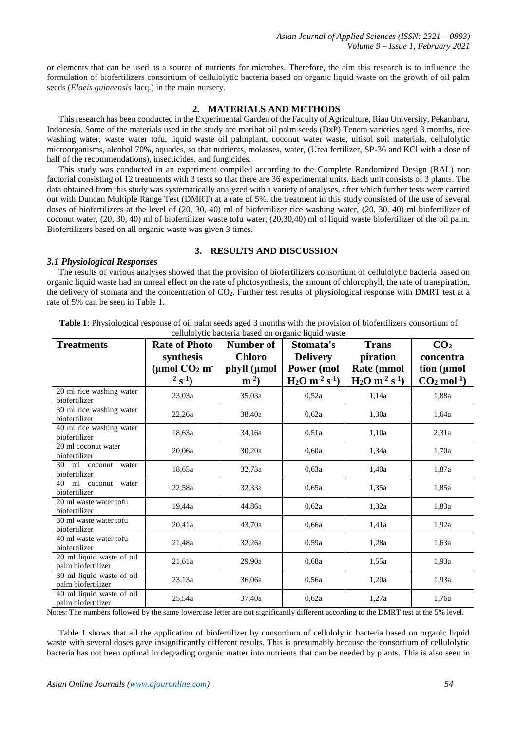or elements that can be used as a source of nutrients for microbes. Therefore, the aim this research is to influence the formulation of biofertilizers consortium of cellulolytic bacteria based on organic liquid waste on the growth of oil palm seeds (*Elaeis guineensis* Jacq.) in the main nursery.

## 2. MATERIALS AND METHODS

This research has been conducted in the Experimental Garden of the Faculty of Agriculture, Riau University, Pekanbaru, Indonesia. Some of the materials used in the study are marihat oil palm seeds (DxP) Tenera varieties aged 3 months, rice washing water, waste water tofu, liquid waste oil palmplant, coconut water waste, ultisol soil materials, cellulolytic microorganisms, alcohol 70%, aquades, so that nutrients, molasses, water, (Urea fertilizer, SP-36 and KCl with a dose of half of the recommendations), insecticides, and fungicides.

This study was conducted in an experiment compiled according to the Complete Randomized Design (RAL) non factorial consisting of 12 treatments with 3 tests so that there are 36 experimental units. Each unit consists of 3 plants. The data obtained from this study was systematically analyzed with a variety of analyses, after which further tests were carried out with Duncan Multiple Range Test (DMRT) at a rate of 5%. the treatment in this study consisted of the use of several doses of biofertilizers at the level of (20, 30, 40) ml of biofertilizer rice washing water, (20, 30, 40) ml biofertilizer of coconut water, (20, 30, 40) ml of biofertilizer waste tofu water, (20,30,40) ml of liquid waste biofertilizer of the oil palm. Biofertilizers based on all organic waste was given 3 times.

## 3. RESULTS AND DISCUSSION

### *3.1 Physiological Responses*

The results of various analyses showed that the provision of biofertilizers consortium of cellulolytic bacteria based on organic liquid waste had an unreal effect on the rate of photosynthesis, the amount of chlorophyll, the rate of transpiration, the delivery of stomata and the concentration of $CO_2$. Further test results of physiological response with DMRT test at a rate of 5% can be seen in Table 1.

**Table 1**: Physiological response of oil palm seeds aged 3 months with the provision of biofertilizers consortium of cellulolytic bacteria based on organic liquid waste

| Treatments | Rate of Photo synthesis (µmol $CO_2$ $m^{-2}$ $s^{-1}$) | Number of Chloro phyll (µmol $m^{-2}$) | Stomata's Delivery Power (mol $H_2O$ $m^{-2}$ $s^{-1}$) | Trans piration Rate (mmol $H_2O$ $m^{-2}$ $s^{-1}$) | $CO_2$ concentra tion (µmol $CO_2$ $mol^{-1}$) |
|---|---|---|---|---|---|
| 20 ml rice washing water biofertilizer | 23,03a | 35,03a | 0,52a | 1,14a | 1,88a |
| 30 ml rice washing water biofertilizer | 22,26a | 38,40a | 0,62a | 1,30a | 1,64a |
| 40 ml rice washing water biofertilizer | 18,63a | 34,16a | 0,51a | 1,10a | 2,31a |
| 20 ml coconut water biofertilizer | 20,06a | 30,20a | 0,60a | 1,34a | 1,70a |
| 30 ml coconut water biofertilizer | 18,65a | 32,73a | 0,63a | 1,40a | 1,87a |
| 40 ml coconut water biofertilizer | 22,58a | 32,33a | 0,65a | 1,35a | 1,85a |
| 20 ml waste water tofu biofertilizer | 19,44a | 44,86a | 0,62a | 1,32a | 1,83a |
| 30 ml waste water tofu biofertilizer | 20,41a | 43,70a | 0,66a | 1,41a | 1,92a |
| 40 ml waste water tofu biofertilizer | 21,48a | 32,26a | 0,59a | 1,28a | 1,63a |
| 20 ml liquid waste of oil palm biofertilizer | 21,61a | 29,90a | 0,68a | 1,55a | 1,93a |
| 30 ml liquid waste of oil palm biofertilizer | 23,13a | 36,06a | 0,56a | 1,20a | 1,93a |
| 40 ml liquid waste of oil palm biofertilizer | 25,54a | 37,40a | 0,62a | 1,27a | 1,76a |

Notes: The numbers followed by the same lowercase letter are not significantly different according to the DMRT test at the 5% level.

Table 1 shows that all the application of biofertilizer by consortium of cellulolytic bacteria based on organic liquid waste with several doses gave insignificantly different results. This is presumably because the consortium of cellulolytic bacteria has not been optimal in degrading organic matter into nutrients that can be needed by plants. This is also seen in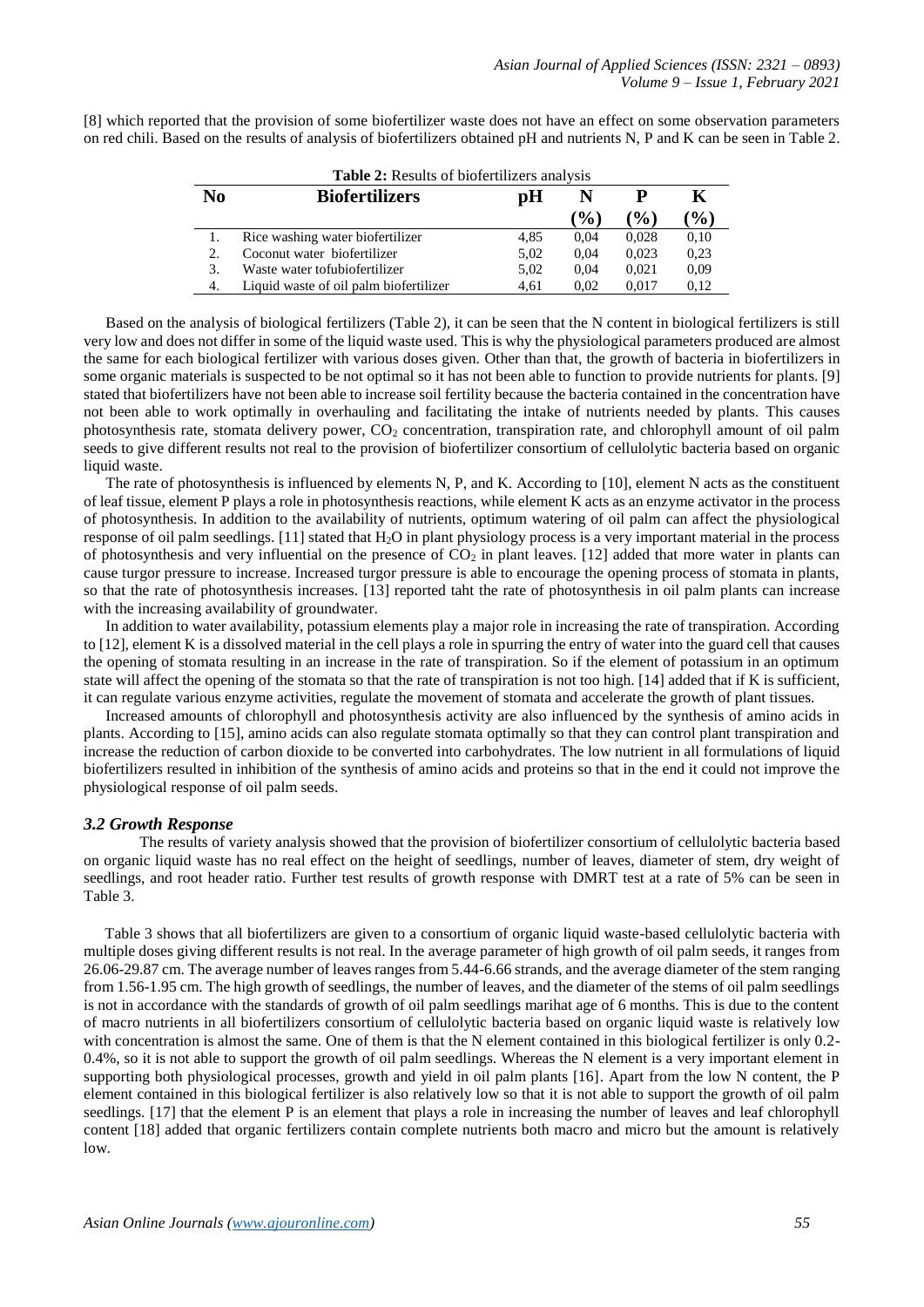[8] which reported that the provision of some biofertilizer waste does not have an effect on some observation parameters on red chili. Based on the results of analysis of biofertilizers obtained pH and nutrients N, P and K can be seen in Table 2.

**Table 2:** Results of biofertilizers analysis

| No | Biofertilizers | pH | N (%) | P (%) | K (%) |
|---|---|---|---|---|---|
| 1. | Rice washing water biofertilizer | 4,85 | 0,04 | 0,028 | 0,10 |
| 2. | Coconut water biofertilizer | 5,02 | 0,04 | 0,023 | 0,23 |
| 3. | Waste water tofubiofertilizer | 5,02 | 0,04 | 0,021 | 0,09 |
| 4. | Liquid waste of oil palm biofertilizer | 4,61 | 0,02 | 0,017 | 0,12 |

Based on the analysis of biological fertilizers (Table 2), it can be seen that the N content in biological fertilizers is still very low and does not differ in some of the liquid waste used. This is why the physiological parameters produced are almost the same for each biological fertilizer with various doses given. Other than that, the growth of bacteria in biofertilizers in some organic materials is suspected to be not optimal so it has not been able to function to provide nutrients for plants. [9] stated that biofertilizers have not been able to increase soil fertility because the bacteria contained in the concentration have not been able to work optimally in overhauling and facilitating the intake of nutrients needed by plants. This causes photosynthesis rate, stomata delivery power, $CO_2$ concentration, transpiration rate, and chlorophyll amount of oil palm seeds to give different results not real to the provision of biofertilizer consortium of cellulolytic bacteria based on organic liquid waste.

The rate of photosynthesis is influenced by elements N, P, and K. According to [10], element N acts as the constituent of leaf tissue, element P plays a role in photosynthesis reactions, while element K acts as an enzyme activator in the process of photosynthesis. In addition to the availability of nutrients, optimum watering of oil palm can affect the physiological response of oil palm seedlings. [11] stated that $H_2O$ in plant physiology process is a very important material in the process of photosynthesis and very influential on the presence of $CO_2$ in plant leaves. [12] added that more water in plants can cause turgor pressure to increase. Increased turgor pressure is able to encourage the opening process of stomata in plants, so that the rate of photosynthesis increases. [13] reported taht the rate of photosynthesis in oil palm plants can increase with the increasing availability of groundwater.

In addition to water availability, potassium elements play a major role in increasing the rate of transpiration. According to [12], element K is a dissolved material in the cell plays a role in spurring the entry of water into the guard cell that causes the opening of stomata resulting in an increase in the rate of transpiration. So if the element of potassium in an optimum state will affect the opening of the stomata so that the rate of transpiration is not too high. [14] added that if K is sufficient, it can regulate various enzyme activities, regulate the movement of stomata and accelerate the growth of plant tissues.

Increased amounts of chlorophyll and photosynthesis activity are also influenced by the synthesis of amino acids in plants. According to [15], amino acids can also regulate stomata optimally so that they can control plant transpiration and increase the reduction of carbon dioxide to be converted into carbohydrates. The low nutrient in all formulations of liquid biofertilizers resulted in inhibition of the synthesis of amino acids and proteins so that in the end it could not improve the physiological response of oil palm seeds.

### *3.2 Growth Response*

The results of variety analysis showed that the provision of biofertilizer consortium of cellulolytic bacteria based on organic liquid waste has no real effect on the height of seedlings, number of leaves, diameter of stem, dry weight of seedlings, and root header ratio. Further test results of growth response with DMRT test at a rate of 5% can be seen in Table 3.

Table 3 shows that all biofertilizers are given to a consortium of organic liquid waste-based cellulolytic bacteria with multiple doses giving different results is not real. In the average parameter of high growth of oil palm seeds, it ranges from 26.06-29.87 cm. The average number of leaves ranges from 5.44-6.66 strands, and the average diameter of the stem ranging from 1.56-1.95 cm. The high growth of seedlings, the number of leaves, and the diameter of the stems of oil palm seedlings is not in accordance with the standards of growth of oil palm seedlings marihat age of 6 months. This is due to the content of macro nutrients in all biofertilizers consortium of cellulolytic bacteria based on organic liquid waste is relatively low with concentration is almost the same. One of them is that the N element contained in this biological fertilizer is only 0.2-0.4%, so it is not able to support the growth of oil palm seedlings. Whereas the N element is a very important element in supporting both physiological processes, growth and yield in oil palm plants [16]. Apart from the low N content, the P element contained in this biological fertilizer is also relatively low so that it is not able to support the growth of oil palm seedlings. [17] that the element P is an element that plays a role in increasing the number of leaves and leaf chlorophyll content [18] added that organic fertilizers contain complete nutrients both macro and micro but the amount is relatively low.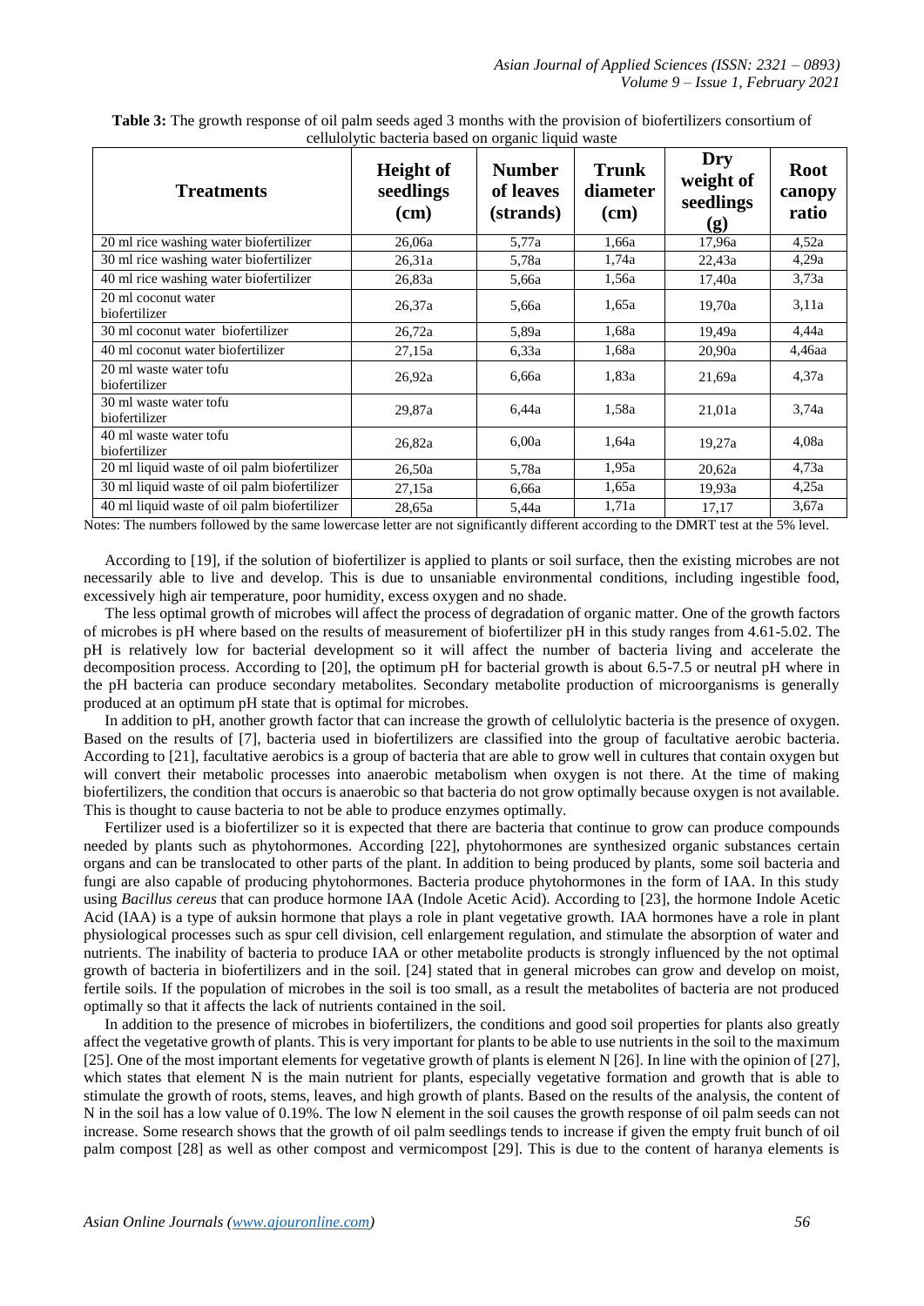**Table 3:** The growth response of oil palm seeds aged 3 months with the provision of biofertilizers consortium of cellulolytic bacteria based on organic liquid waste

| Treatments | Height of seedlings (cm) | Number of leaves (strands) | Trunk diameter (cm) | Dry weight of seedlings (g) | Root canopy ratio |
|---|---|---|---|---|---|
| 20 ml rice washing water biofertilizer | 26,06a | 5,77a | 1,66a | 17,96a | 4,52a |
| 30 ml rice washing water biofertilizer | 26,31a | 5,78a | 1,74a | 22,43a | 4,29a |
| 40 ml rice washing water biofertilizer | 26,83a | 5,66a | 1,56a | 17,40a | 3,73a |
| 20 ml coconut water biofertilizer | 26,37a | 5,66a | 1,65a | 19,70a | 3,11a |
| 30 ml coconut water biofertilizer | 26,72a | 5,89a | 1,68a | 19,49a | 4,44a |
| 40 ml coconut water biofertilizer | 27,15a | 6,33a | 1,68a | 20,90a | 4,46aa |
| 20 ml waste water tofu biofertilizer | 26,92a | 6,66a | 1,83a | 21,69a | 4,37a |
| 30 ml waste water tofu biofertilizer | 29,87a | 6,44a | 1,58a | 21,01a | 3,74a |
| 40 ml waste water tofu biofertilizer | 26,82a | 6,00a | 1,64a | 19,27a | 4,08a |
| 20 ml liquid waste of oil palm biofertilizer | 26,50a | 5,78a | 1,95a | 20,62a | 4,73a |
| 30 ml liquid waste of oil palm biofertilizer | 27,15a | 6,66a | 1,65a | 19,93a | 4,25a |
| 40 ml liquid waste of oil palm biofertilizer | 28,65a | 5,44a | 1,71a | 17,17 | 3,67a |

Notes: The numbers followed by the same lowercase letter are not significantly different according to the DMRT test at the 5% level.

According to [19], if the solution of biofertilizer is applied to plants or soil surface, then the existing microbes are not necessarily able to live and develop. This is due to unsaniable environmental conditions, including ingestible food, excessively high air temperature, poor humidity, excess oxygen and no shade.

The less optimal growth of microbes will affect the process of degradation of organic matter. One of the growth factors of microbes is pH where based on the results of measurement of biofertilizer pH in this study ranges from 4.61-5.02. The pH is relatively low for bacterial development so it will affect the number of bacteria living and accelerate the decomposition process. According to [20], the optimum pH for bacterial growth is about 6.5-7.5 or neutral pH where in the pH bacteria can produce secondary metabolites. Secondary metabolite production of microorganisms is generally produced at an optimum pH state that is optimal for microbes.

In addition to pH, another growth factor that can increase the growth of cellulolytic bacteria is the presence of oxygen. Based on the results of [7], bacteria used in biofertilizers are classified into the group of facultative aerobic bacteria. According to [21], facultative aerobics is a group of bacteria that are able to grow well in cultures that contain oxygen but will convert their metabolic processes into anaerobic metabolism when oxygen is not there. At the time of making biofertilizers, the condition that occurs is anaerobic so that bacteria do not grow optimally because oxygen is not available. This is thought to cause bacteria to not be able to produce enzymes optimally.

Fertilizer used is a biofertilizer so it is expected that there are bacteria that continue to grow can produce compounds needed by plants such as phytohormones. According [22], phytohormones are synthesized organic substances certain organs and can be translocated to other parts of the plant. In addition to being produced by plants, some soil bacteria and fungi are also capable of producing phytohormones. Bacteria produce phytohormones in the form of IAA. In this study using *Bacillus cereus* that can produce hormone IAA (Indole Acetic Acid). According to [23], the hormone Indole Acetic Acid (IAA) is a type of auksin hormone that plays a role in plant vegetative growth. IAA hormones have a role in plant physiological processes such as spur cell division, cell enlargement regulation, and stimulate the absorption of water and nutrients. The inability of bacteria to produce IAA or other metabolite products is strongly influenced by the not optimal growth of bacteria in biofertilizers and in the soil. [24] stated that in general microbes can grow and develop on moist, fertile soils. If the population of microbes in the soil is too small, as a result the metabolites of bacteria are not produced optimally so that it affects the lack of nutrients contained in the soil.

In addition to the presence of microbes in biofertilizers, the conditions and good soil properties for plants also greatly affect the vegetative growth of plants. This is very important for plants to be able to use nutrients in the soil to the maximum [25]. One of the most important elements for vegetative growth of plants is element N [26]. In line with the opinion of [27], which states that element N is the main nutrient for plants, especially vegetative formation and growth that is able to stimulate the growth of roots, stems, leaves, and high growth of plants. Based on the results of the analysis, the content of N in the soil has a low value of 0.19%. The low N element in the soil causes the growth response of oil palm seeds can not increase. Some research shows that the growth of oil palm seedlings tends to increase if given the empty fruit bunch of oil palm compost [28] as well as other compost and vermicompost [29]. This is due to the content of haranya elements is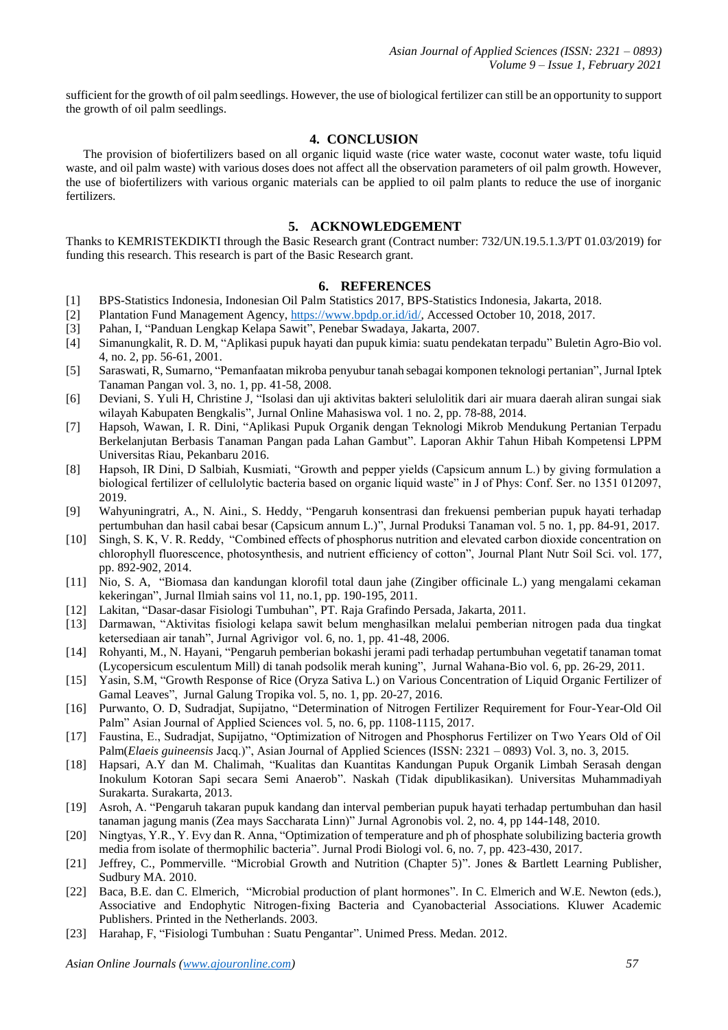sufficient for the growth of oil palm seedlings. However, the use of biological fertilizer can still be an opportunity to support the growth of oil palm seedlings.

## 4. CONCLUSION

The provision of biofertilizers based on all organic liquid waste (rice water waste, coconut water waste, tofu liquid waste, and oil palm waste) with various doses does not affect all the observation parameters of oil palm growth. However, the use of biofertilizers with various organic materials can be applied to oil palm plants to reduce the use of inorganic fertilizers.

## 5. ACKNOWLEDGEMENT

Thanks to KEMRISTEKDIKTI through the Basic Research grant (Contract number: 732/UN.19.5.1.3/PT 01.03/2019) for funding this research. This research is part of the Basic Research grant.

## 6. REFERENCES

[1] BPS-Statistics Indonesia, Indonesian Oil Palm Statistics 2017, BPS-Statistics Indonesia, Jakarta, 2018.

[2] Plantation Fund Management Agency, https://www.bpdp.or.id/id/, Accessed October 10, 2018, 2017.

[3] Pahan, I, "Panduan Lengkap Kelapa Sawit", Penebar Swadaya, Jakarta, 2007.

[4] Simanungkalit, R. D. M, "Aplikasi pupuk hayati dan pupuk kimia: suatu pendekatan terpadu" Buletin Agro-Bio vol. 4, no. 2, pp. 56-61, 2001.

[5] Saraswati, R, Sumarno, "Pemanfaatan mikroba penyubur tanah sebagai komponen teknologi pertanian", Jurnal Iptek Tanaman Pangan vol. 3, no. 1, pp. 41-58, 2008.

[6] Deviani, S. Yuli H, Christine J, "Isolasi dan uji aktivitas bakteri selulolitik dari air muara daerah aliran sungai siak wilayah Kabupaten Bengkalis", Jurnal Online Mahasiswa vol. 1 no. 2, pp. 78-88, 2014.

[7] Hapsoh, Wawan, I. R. Dini, "Aplikasi Pupuk Organik dengan Teknologi Mikrob Mendukung Pertanian Terpadu Berkelanjutan Berbasis Tanaman Pangan pada Lahan Gambut". Laporan Akhir Tahun Hibah Kompetensi LPPM Universitas Riau, Pekanbaru 2016.

[8] Hapsoh, IR Dini, D Salbiah, Kusmiati, "Growth and pepper yields (Capsicum annum L.) by giving formulation a biological fertilizer of cellulolytic bacteria based on organic liquid waste" in J of Phys: Conf. Ser. no 1351 012097, 2019.

[9] Wahyuningratri, A., N. Aini., S. Heddy, "Pengaruh konsentrasi dan frekuensi pemberian pupuk hayati terhadap pertumbuhan dan hasil cabai besar (Capsicum annum L.)", Jurnal Produksi Tanaman vol. 5 no. 1, pp. 84-91, 2017.

[10] Singh, S. K, V. R. Reddy, "Combined effects of phosphorus nutrition and elevated carbon dioxide concentration on chlorophyll fluorescence, photosynthesis, and nutrient efficiency of cotton", Journal Plant Nutr Soil Sci. vol. 177, pp. 892-902, 2014.

[11] Nio, S. A, "Biomasa dan kandungan klorofil total daun jahe (Zingiber officinale L.) yang mengalami cekaman kekeringan", Jurnal Ilmiah sains vol 11, no.1, pp. 190-195, 2011.

[12] Lakitan, "Dasar-dasar Fisiologi Tumbuhan", PT. Raja Grafindo Persada, Jakarta, 2011.

[13] Darmawan, "Aktivitas fisiologi kelapa sawit belum menghasilkan melalui pemberian nitrogen pada dua tingkat ketersediaan air tanah", Jurnal Agrivigor vol. 6, no. 1, pp. 41-48, 2006.

[14] Rohyanti, M., N. Hayani, "Pengaruh pemberian bokashi jerami padi terhadap pertumbuhan vegetatif tanaman tomat (Lycopersicum esculentum Mill) di tanah podsolik merah kuning", Jurnal Wahana-Bio vol. 6, pp. 26-29, 2011.

[15] Yasin, S.M, "Growth Response of Rice (Oryza Sativa L.) on Various Concentration of Liquid Organic Fertilizer of Gamal Leaves", Jurnal Galung Tropika vol. 5, no. 1, pp. 20-27, 2016.

[16] Purwanto, O. D, Sudradjat, Supijatno, "Determination of Nitrogen Fertilizer Requirement for Four-Year-Old Oil Palm" Asian Journal of Applied Sciences vol. 5, no. 6, pp. 1108-1115, 2017.

[17] Faustina, E., Sudradjat, Supijatno, "Optimization of Nitrogen and Phosphorus Fertilizer on Two Years Old of Oil Palm(*Elaeis guineensis* Jacq.)", Asian Journal of Applied Sciences (ISSN: 2321 – 0893) Vol. 3, no. 3, 2015.

[18] Hapsari, A.Y dan M. Chalimah, "Kualitas dan Kuantitas Kandungan Pupuk Organik Limbah Serasah dengan Inokulum Kotoran Sapi secara Semi Anaerob". Naskah (Tidak dipublikasikan). Universitas Muhammadiyah Surakarta. Surakarta, 2013.

[19] Asroh, A. "Pengaruh takaran pupuk kandang dan interval pemberian pupuk hayati terhadap pertumbuhan dan hasil tanaman jagung manis (Zea mays Saccharata Linn)" Jurnal Agronobis vol. 2, no. 4, pp 144-148, 2010.

[20] Ningtyas, Y.R., Y. Evy dan R. Anna, "Optimization of temperature and ph of phosphate solubilizing bacteria growth media from isolate of thermophilic bacteria". Jurnal Prodi Biologi vol. 6, no. 7, pp. 423-430, 2017.

[21] Jeffrey, C., Pommerville. "Microbial Growth and Nutrition (Chapter 5)". Jones & Bartlett Learning Publisher, Sudbury MA. 2010.

[22] Baca, B.E. dan C. Elmerich, "Microbial production of plant hormones". In C. Elmerich and W.E. Newton (eds.), Associative and Endophytic Nitrogen-fixing Bacteria and Cyanobacterial Associations. Kluwer Academic Publishers. Printed in the Netherlands. 2003.

[23] Harahap, F, "Fisiologi Tumbuhan : Suatu Pengantar". Unimed Press. Medan. 2012.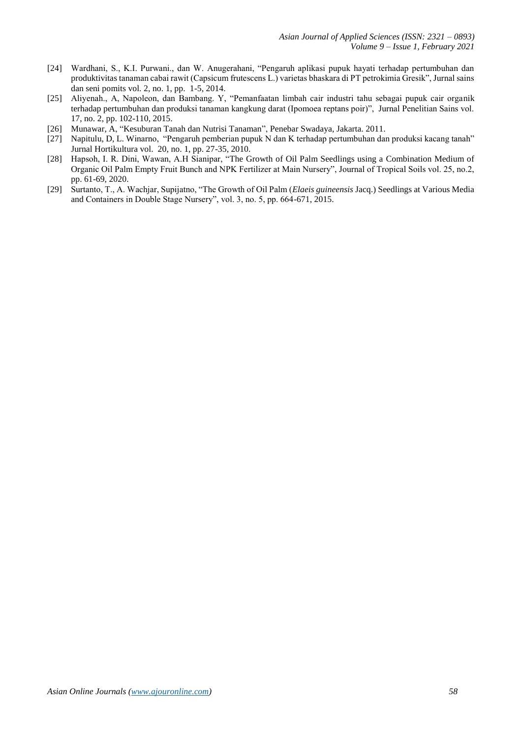[24] Wardhani, S., K.I. Purwani., dan W. Anugerahani, “Pengaruh aplikasi pupuk hayati terhadap pertumbuhan dan produktivitas tanaman cabai rawit (Capsicum frutescens L.) varietas bhaskara di PT petrokimia Gresik”, Jurnal sains dan seni pomits vol. 2, no. 1, pp. 1-5, 2014.

[25] Aliyenah., A, Napoleon, dan Bambang. Y, “Pemanfaatan limbah cair industri tahu sebagai pupuk cair organik terhadap pertumbuhan dan produksi tanaman kangkung darat (Ipomoea reptans poir)”, Jurnal Penelitian Sains vol. 17, no. 2, pp. 102-110, 2015.

[26] Munawar, A, “Kesuburan Tanah dan Nutrisi Tanaman”, Penebar Swadaya, Jakarta. 2011.

[27] Napitulu, D, L. Winarno, “Pengaruh pemberian pupuk N dan K terhadap pertumbuhan dan produksi kacang tanah” Jurnal Hortikultura vol. 20, no. 1, pp. 27-35, 2010.

[28] Hapsoh, I. R. Dini, Wawan, A.H Sianipar, “The Growth of Oil Palm Seedlings using a Combination Medium of Organic Oil Palm Empty Fruit Bunch and NPK Fertilizer at Main Nursery”, Journal of Tropical Soils vol. 25, no.2, pp. 61-69, 2020.

[29] Surtanto, T., A. Wachjar, Supijatno, “The Growth of Oil Palm (*Elaeis guineensis* Jacq.) Seedlings at Various Media and Containers in Double Stage Nursery”, vol. 3, no. 5, pp. 664-671, 2015.